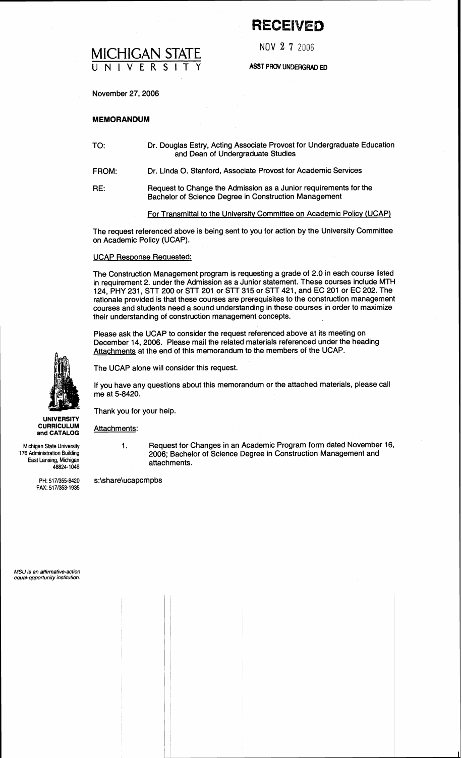# RECEIVED

NOV 2 7 2006

ASST PROV UNDERGRAD ED

MICHIGAN STATE UNIVERSITY

November 27, 2006

**MEMORANDUM**

TO: Dr. Douglas Estry, Acting Associate Provost for Undergraduate Education and Dean of Undergraduate Studies

FROM: Dr. Linda O. Stanford, Associate Provost for Academic Services

RE: Request to Change the Admission as a Junior requirements for the Bachelor of Science Degree in Construction Management

For Transmittal to the University Committee on Academic Policy (UCAP)

The request referenced above is being sent to you for action by the University Committee on Academic Policy (UCAP).

UCAP Response Requested:

The Construction Management program is requesting a grade of 2.0 in each course listed in requirement 2. under the Admission as a Junior statement. These courses include MTH 124, PHY 231, STT 200 or STT 201 or STT 315 or STT 421, and EC 201 or EC 202. The rationale provided is that these courses are prerequisites to the construction management courses and students need a sound understanding in these courses in order to maximize their understanding of construction management concepts.

Please ask the UCAP to consider the request referenced above at its meeting on December 14, 2006. Please mail the related materials referenced under the heading Attachments at the end of this memorandum to the members of the UCAP.

The UCAP alone will consider this request.

If you have any questions about this memorandum or the attached materials, please call me at 5-8420.

Thank you for your help.

Attachments:

1. Request for Changes in an Academic Program form dated November 16, 2006; Bachelor of Science Degree in Construction Management and attachments.

s:\share\ucapcmpbs

**UNIVERSITY CURRICULUM and CATALOG**

Michigan State University
176 Administration Building
East Lansing, Michigan
48824-1046

PH: 517/355-8420
FAX: 517/353-1935

*MSU is an affirmative-action equal-opportunity institution.*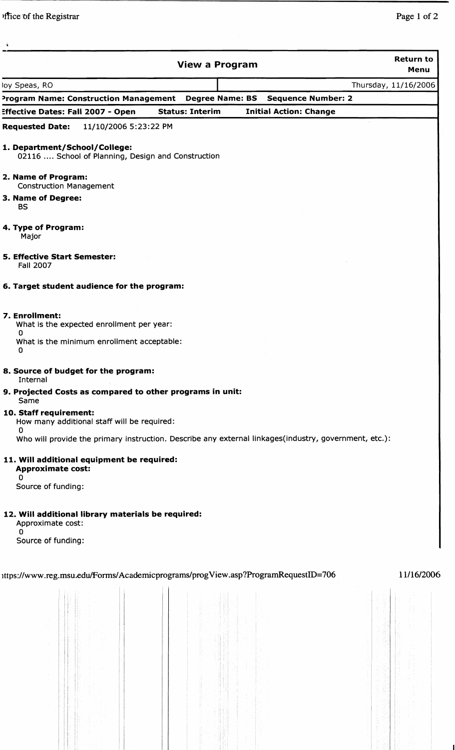## View a Program

Return to Menu

| Joy Speas, RO | Thursday, 11/16/2006 |
|---|---|

**Program Name: Construction Management** **Degree Name: BS** **Sequence Number: 2**

**Effective Dates: Fall 2007 - Open** **Status: Interim** **Initial Action: Change**

**Requested Date:** 11/10/2006 5:23:22 PM

**1. Department/School/College:**
02116 .... School of Planning, Design and Construction

**2. Name of Program:**
Construction Management

**3. Name of Degree:**
BS

**4. Type of Program:**
Major

**5. Effective Start Semester:**
Fall 2007

**6. Target student audience for the program:**

**7. Enrollment:**
What is the expected enrollment per year:
0
What is the minimum enrollment acceptable:
0

**8. Source of budget for the program:**
Internal

**9. Projected Costs as compared to other programs in unit:**
Same

**10. Staff requirement:**
How many additional staff will be required:
0
Who will provide the primary instruction. Describe any external linkages(industry, government, etc.):

**11. Will additional equipment be required:**
**Approximate cost:**
0
Source of funding:

**12. Will additional library materials be required:**
Approximate cost:
0
Source of funding:

https://www.reg.msu.edu/Forms/Academicprograms/progView.asp?ProgramRequestID=706 11/16/2006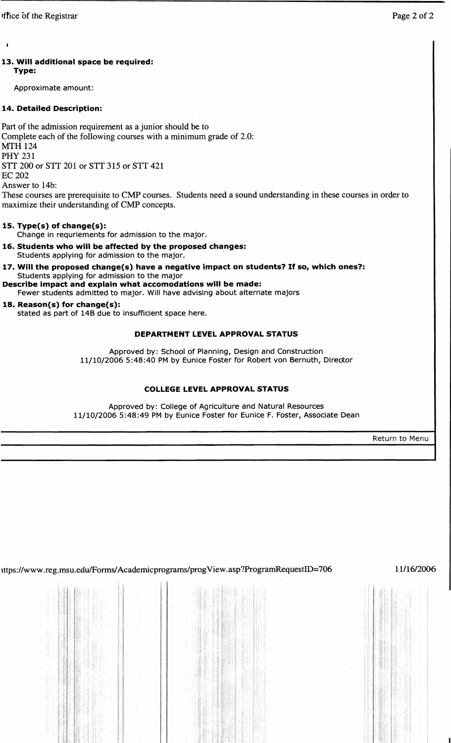**13. Will additional space be required:**
**Type:**

Approximate amount:

**14. Detailed Description:**

Part of the admission requirement as a junior should be to
Complete each of the following courses with a minimum grade of 2.0:
MTH 124
PHY 231
STT 200 or STT 201 or STT 315 or STT 421
EC 202
Answer to 14b:
These courses are prerequisite to CMP courses. Students need a sound understanding in these courses in order to maximize their understanding of CMP concepts.

**15. Type(s) of change(s):**
Change in requriements for admission to the major.

**16. Students who will be affected by the proposed changes:**
Students applying for admission to the major.

**17. Will the proposed change(s) have a negative impact on students? If so, which ones?:**
Students applying for admission to the major

**Describe impact and explain what accomodations will be made:**
Fewer students admitted to major. Will have advising about alternate majors

**18. Reason(s) for change(s):**
stated as part of 14B due to insufficient space here.

**DEPARTMENT LEVEL APPROVAL STATUS**

Approved by: School of Planning, Design and Construction
11/10/2006 5:48:40 PM by Eunice Foster for Robert von Bernuth, Director

**COLLEGE LEVEL APPROVAL STATUS**

Approved by: College of Agriculture and Natural Resources
11/10/2006 5:48:49 PM by Eunice Foster for Eunice F. Foster, Associate Dean

Return to Menu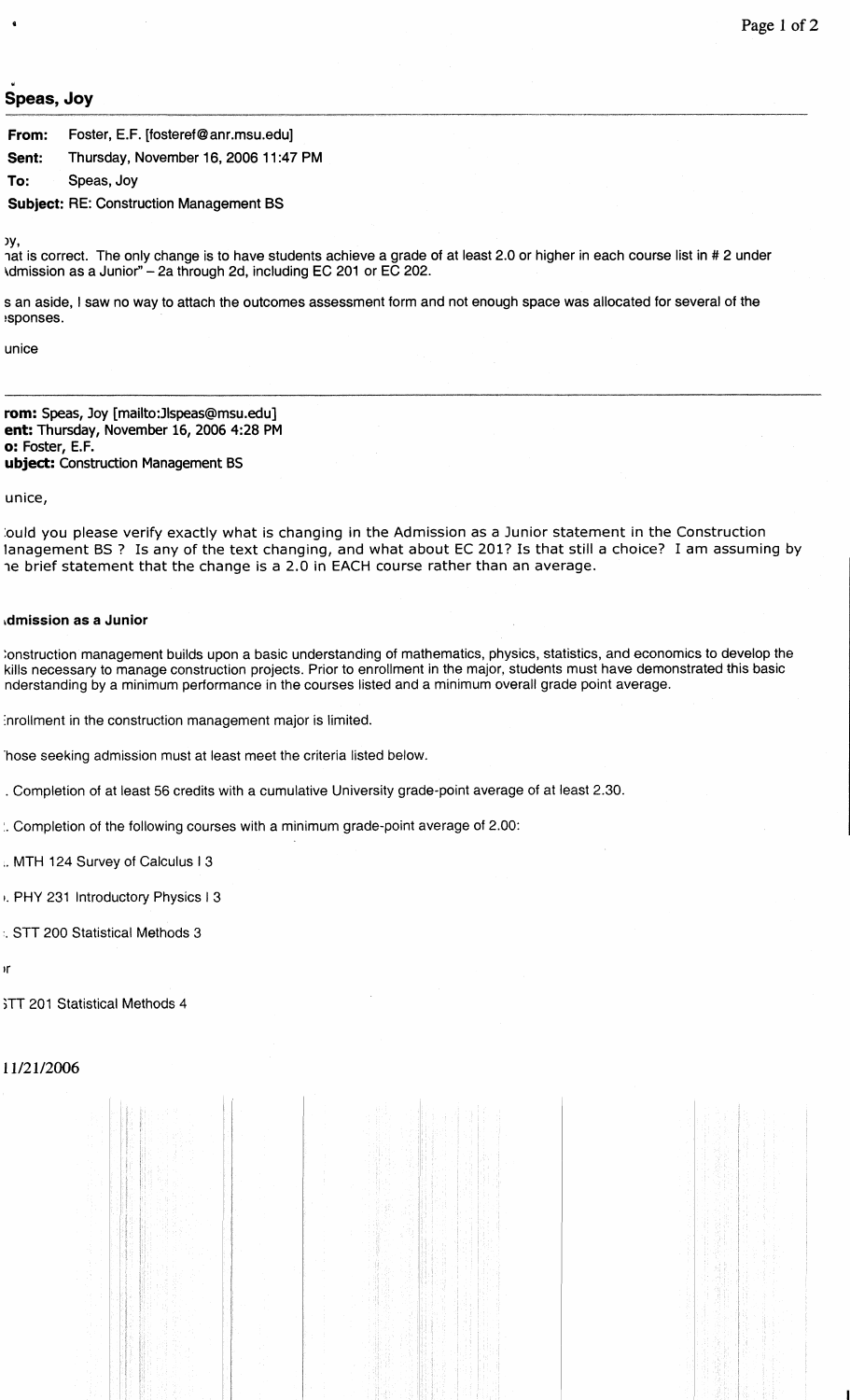**Speas, Joy**

**From:** Foster, E.F. [fosteref@anr.msu.edu]

**Sent:** Thursday, November 16, 2006 11:47 PM

**To:** Speas, Joy

**Subject:** RE: Construction Management BS

›y,

ıat is correct. The only change is to have students achieve a grade of at least 2.0 or higher in each course list in # 2 under ‹dmission as a Junior" – 2a through 2d, including EC 201 or EC 202.

s an aside, I saw no way to attach the outcomes assessment form and not enough space was allocated for several of the ›sponses.

unice

---

**rom:** Speas, Joy [mailto:Jlspeas@msu.edu]
**ent:** Thursday, November 16, 2006 4:28 PM
**o:** Foster, E.F.
**ubject:** Construction Management BS

unice,

:ould you please verify exactly what is changing in the Admission as a Junior statement in the Construction lanagement BS ? Is any of the text changing, and what about EC 201? Is that still a choice? I am assuming by ıe brief statement that the change is a 2.0 in EACH course rather than an average.

**ιdmission as a Junior**

:onstruction management builds upon a basic understanding of mathematics, physics, statistics, and economics to develop the kills necessary to manage construction projects. Prior to enrollment in the major, students must have demonstrated this basic nderstanding by a minimum performance in the courses listed and a minimum overall grade point average.

:nrollment in the construction management major is limited.

'hose seeking admission must at least meet the criteria listed below.

. Completion of at least 56 credits with a cumulative University grade-point average of at least 2.30.

:. Completion of the following courses with a minimum grade-point average of 2.00:

.. MTH 124 Survey of Calculus I 3

ı. PHY 231 Introductory Physics I 3

:. STT 200 Statistical Methods 3

ır

ɜTT 201 Statistical Methods 4

11/21/2006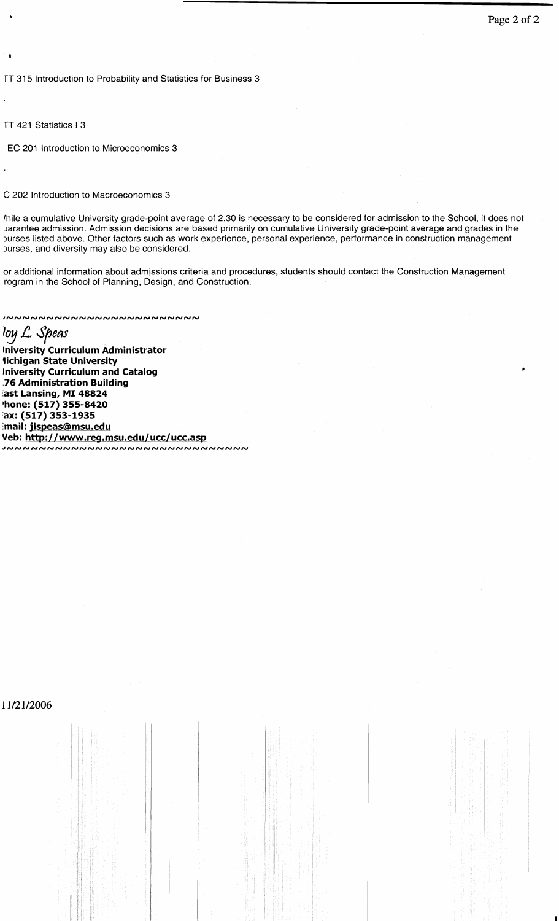TT 315 Introduction to Probability and Statistics for Business 3

TT 421 Statistics I 3

EC 201 Introduction to Microeconomics 3

C 202 Introduction to Macroeconomics 3

/hile a cumulative University grade-point average of 2.30 is necessary to be considered for admission to the School, it does not uarantee admission. Admission decisions are based primarily on cumulative University grade-point average and grades in the ourses listed above. Other factors such as work experience, personal experience, performance in construction management ourses, and diversity may also be considered.

or additional information about admissions criteria and procedures, students should contact the Construction Management rogram in the School of Planning, Design, and Construction.

~~~~~~~~~~~~~~~~~~~~~~~~~

*loy L. Speas*

**Iniversity Curriculum Administrator**
**Iichigan State University**
**Iniversity Curriculum and Catalog**
**76 Administration Building**
**ast Lansing, MI 48824**
**hone: (517) 355-8420**
**ax: (517) 353-1935**
**mail: jlspeas@msu.edu**
**Veb: http://www.reg.msu.edu/ucc/ucc.asp**

~~~~~~~~~~~~~~~~~~~~~~~~~~~~~~

11/21/2006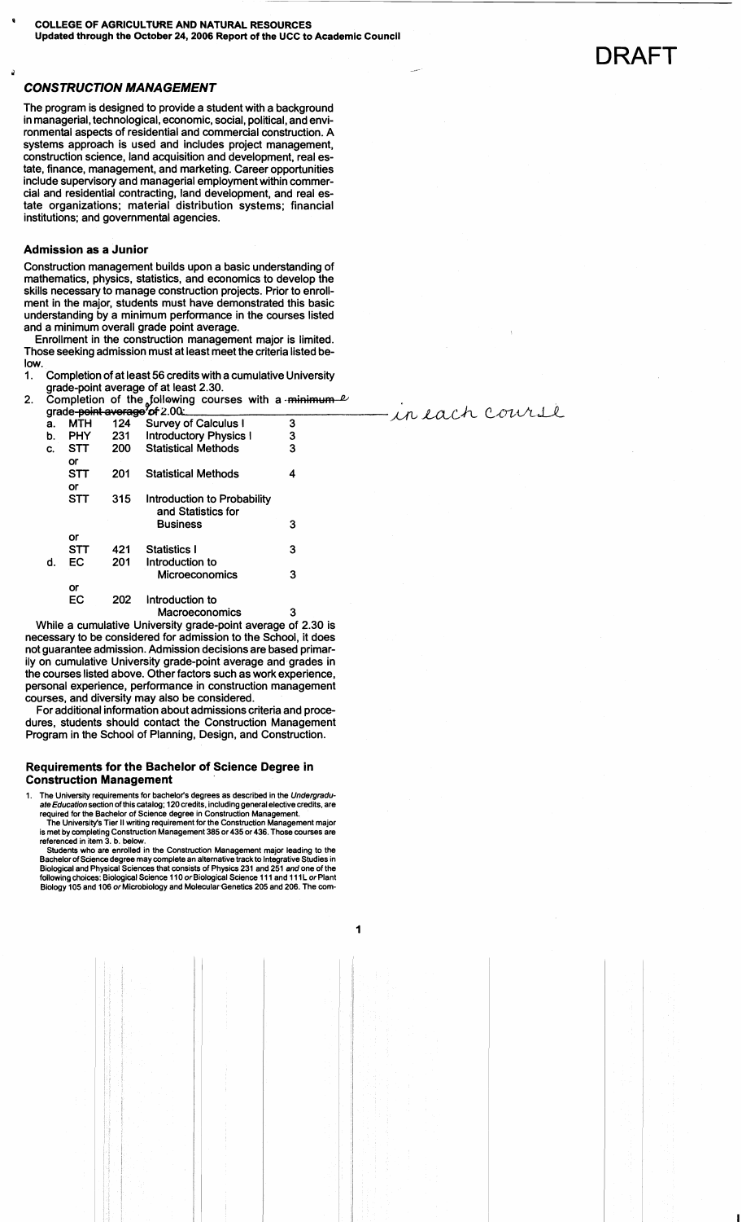COLLEGE OF AGRICULTURE AND NATURAL RESOURCES
Updated through the October 24, 2006 Report of the UCC to Academic Council

DRAFT

## *CONSTRUCTION MANAGEMENT*

The program is designed to provide a student with a background in managerial, technological, economic, social, political, and environmental aspects of residential and commercial construction. A systems approach is used and includes project management, construction science, land acquisition and development, real estate, finance, management, and marketing. Career opportunities include supervisory and managerial employment within commercial and residential contracting, land development, and real estate organizations; material distribution systems; financial institutions; and governmental agencies.

### Admission as a Junior

Construction management builds upon a basic understanding of mathematics, physics, statistics, and economics to develop the skills necessary to manage construction projects. Prior to enrollment in the major, students must have demonstrated this basic understanding by a minimum performance in the courses listed and a minimum overall grade point average.

Enrollment in the construction management major is limited. Those seeking admission must at least meet the criteria listed below.

1. Completion of at least 56 credits with a cumulative University grade-point average of at least 2.30.
2. Completion of the following courses with a ~~minimum~~ grade ~~point average~~ of 2.00 in each course:

| | | | | |
|---|---|---|---|---|
| a. | MTH | 124 | Survey of Calculus I | 3 |
| b. | PHY | 231 | Introductory Physics I | 3 |
| c. | STT | 200 | Statistical Methods | 3 |
| | or | | | |
| | STT | 201 | Statistical Methods | 4 |
| | or | | | |
| | STT | 315 | Introduction to Probability and Statistics for Business | 3 |
| | or | | | |
| | STT | 421 | Statistics I | 3 |
| d. | EC | 201 | Introduction to Microeconomics | 3 |
| | or | | | |
| | EC | 202 | Introduction to Macroeconomics | 3 |

While a cumulative University grade-point average of 2.30 is necessary to be considered for admission to the School, it does not guarantee admission. Admission decisions are based primarily on cumulative University grade-point average and grades in the courses listed above. Other factors such as work experience, personal experience, performance in construction management courses, and diversity may also be considered.

For additional information about admissions criteria and procedures, students should contact the Construction Management Program in the School of Planning, Design, and Construction.

### Requirements for the Bachelor of Science Degree in Construction Management

1. The University requirements for bachelor's degrees as described in the *Undergraduate Education* section of this catalog; 120 credits, including general elective credits, are required for the Bachelor of Science degree in Construction Management.

   The University's Tier II writing requirement for the Construction Management major is met by completing Construction Management 385 or 435 or 436. Those courses are referenced in item 3. b. below.

   Students who are enrolled in the Construction Management major leading to the Bachelor of Science degree may complete an alternative track to Integrative Studies in Biological and Physical Sciences that consists of Physics 231 and 251 *and* one of the following choices: Biological Science 110 *or* Biological Science 111 and 111L *or* Plant Biology 105 and 106 *or* Microbiology and Molecular Genetics 205 and 206. The com-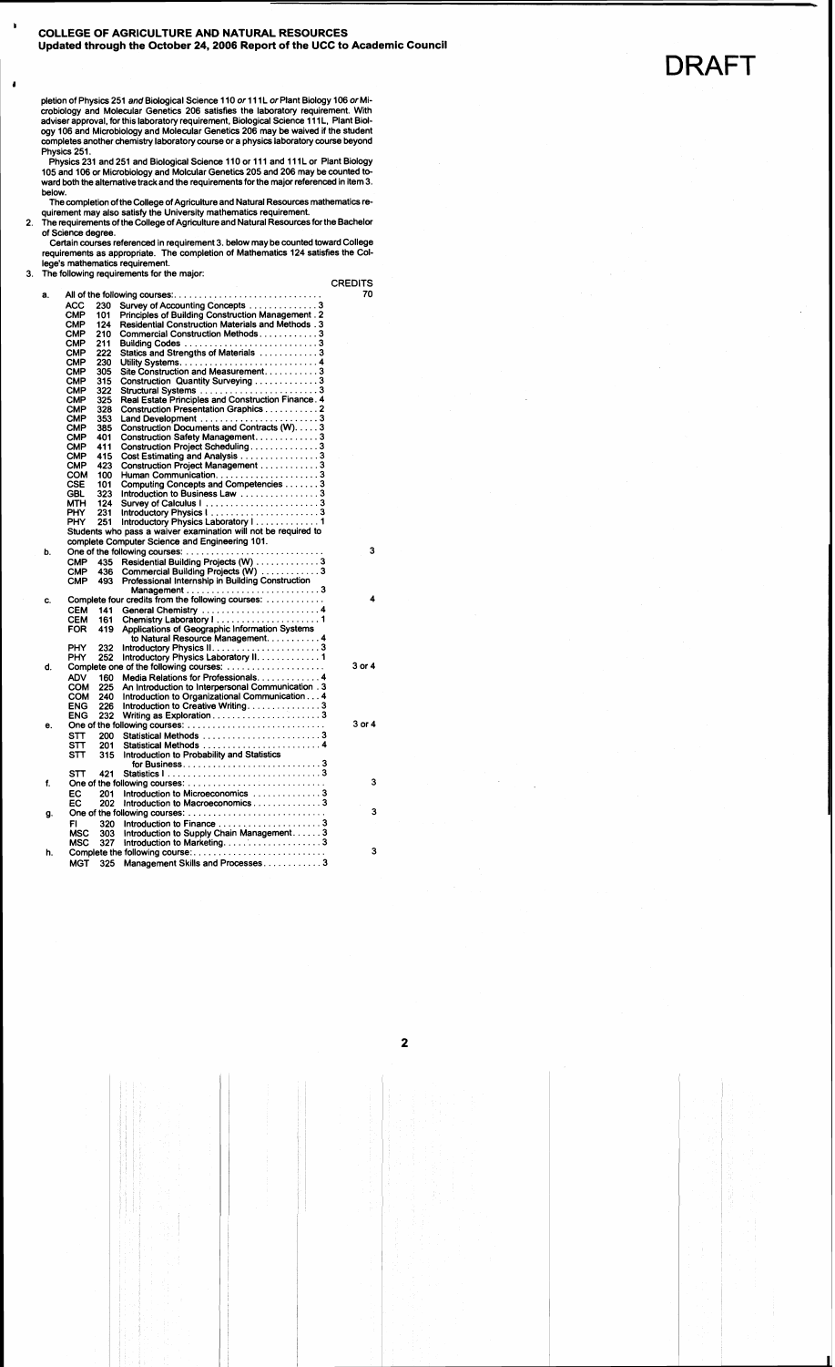pletion of Physics 251 *and* Biological Science 110 *or* 111L *or* Plant Biology 106 *or* Microbiology and Molecular Genetics 206 satisfies the laboratory requirement. With adviser approval, for this laboratory requirement, Biological Science 111L, Plant Biology 106 and Microbiology and Molecular Genetics 206 may be waived if the student completes another chemistry laboratory course or a physics laboratory course beyond Physics 251.

Physics 231 and 251 and Biological Science 110 or 111 and 111L or Plant Biology 105 and 106 or Microbiology and Molcular Genetics 205 and 206 may be counted toward both the alternative track and the requirements for the major referenced in item 3. below.

The completion of the College of Agriculture and Natural Resources mathematics requirement may also satisfy the University mathematics requirement.

2. The requirements of the College of Agriculture and Natural Resources for the Bachelor of Science degree.

   Certain courses referenced in requirement 3. below may be counted toward College requirements as appropriate. The completion of Mathematics 124 satisfies the College's mathematics requirement.

3. The following requirements for the major:

| | | | | CREDITS |
|---|---|---|---|---|
| a. | All of the following courses: | | | 70 |
| | ACC | 230 | Survey of Accounting Concepts . . . . . 3 | |
| | CMP | 101 | Principles of Building Construction Management . 2 | |
| | CMP | 124 | Residential Construction Materials and Methods . 3 | |
| | CMP | 210 | Commercial Construction Methods . . . . . 3 | |
| | CMP | 211 | Building Codes . . . . . 3 | |
| | CMP | 222 | Statics and Strengths of Materials . . . . . 3 | |
| | CMP | 230 | Utility Systems . . . . . 4 | |
| | CMP | 305 | Site Construction and Measurement . . . . . 3 | |
| | CMP | 315 | Construction Quantity Surveying . . . . . 3 | |
| | CMP | 322 | Structural Systems . . . . . 3 | |
| | CMP | 325 | Real Estate Principles and Construction Finance . 4 | |
| | CMP | 328 | Construction Presentation Graphics . . . . . 2 | |
| | CMP | 353 | Land Development . . . . . 3 | |
| | CMP | 385 | Construction Documents and Contracts (W) . . . . . 3 | |
| | CMP | 401 | Construction Safety Management . . . . . 3 | |
| | CMP | 411 | Construction Project Scheduling . . . . . 3 | |
| | CMP | 415 | Cost Estimating and Analysis . . . . . 3 | |
| | CMP | 423 | Construction Project Management . . . . . 3 | |
| | COM | 100 | Human Communication . . . . . 3 | |
| | CSE | 101 | Computing Concepts and Competencies . . . . . 3 | |
| | GBL | 323 | Introduction to Business Law . . . . . 3 | |
| | MTH | 124 | Survey of Calculus I . . . . . 3 | |
| | PHY | 231 | Introductory Physics I . . . . . 3 | |
| | PHY | 251 | Introductory Physics Laboratory I . . . . . 1 | |
| | Students who pass a waiver examination will not be required to complete Computer Science and Engineering 101. | | | |
| b. | One of the following courses: | | | 3 |
| | CMP | 435 | Residential Building Projects (W) . . . . . 3 | |
| | CMP | 436 | Commercial Building Projects (W) . . . . . 3 | |
| | CMP | 493 | Professional Internship in Building Construction Management . . . . . 3 | |
| c. | Complete four credits from the following courses: | | | 4 |
| | CEM | 141 | General Chemistry . . . . . 4 | |
| | CEM | 161 | Chemistry Laboratory I . . . . . 1 | |
| | FOR | 419 | Applications of Geographic Information Systems to Natural Resource Management . . . . . 4 | |
| | PHY | 232 | Introductory Physics II . . . . . 3 | |
| | PHY | 252 | Introductory Physics Laboratory II . . . . . 1 | |
| d. | Complete one of the following courses: | | | 3 or 4 |
| | ADV | 160 | Media Relations for Professionals . . . . . 4 | |
| | COM | 225 | An Introduction to Interpersonal Communication . 3 | |
| | COM | 240 | Introduction to Organizational Communication . . . 4 | |
| | ENG | 226 | Introduction to Creative Writing . . . . . 3 | |
| | ENG | 232 | Writing as Exploration . . . . . 3 | |
| e. | One of the following courses: | | | 3 or 4 |
| | STT | 200 | Statistical Methods . . . . . 3 | |
| | STT | 201 | Statistical Methods . . . . . 4 | |
| | STT | 315 | Introduction to Probability and Statistics for Business . . . . . 3 | |
| | STT | 421 | Statistics I . . . . . 3 | |
| f. | One of the following courses: | | | 3 |
| | EC | 201 | Introduction to Microeconomics . . . . . 3 | |
| | EC | 202 | Introduction to Macroeconomics . . . . . 3 | |
| g. | One of the following courses: | | | 3 |
| | FI | 320 | Introduction to Finance . . . . . 3 | |
| | MSC | 303 | Introduction to Supply Chain Management . . . . . 3 | |
| | MSC | 327 | Introduction to Marketing . . . . . 3 | |
| h. | Complete the following course: | | | 3 |
| | MGT | 325 | Management Skills and Processes . . . . . 3 | |